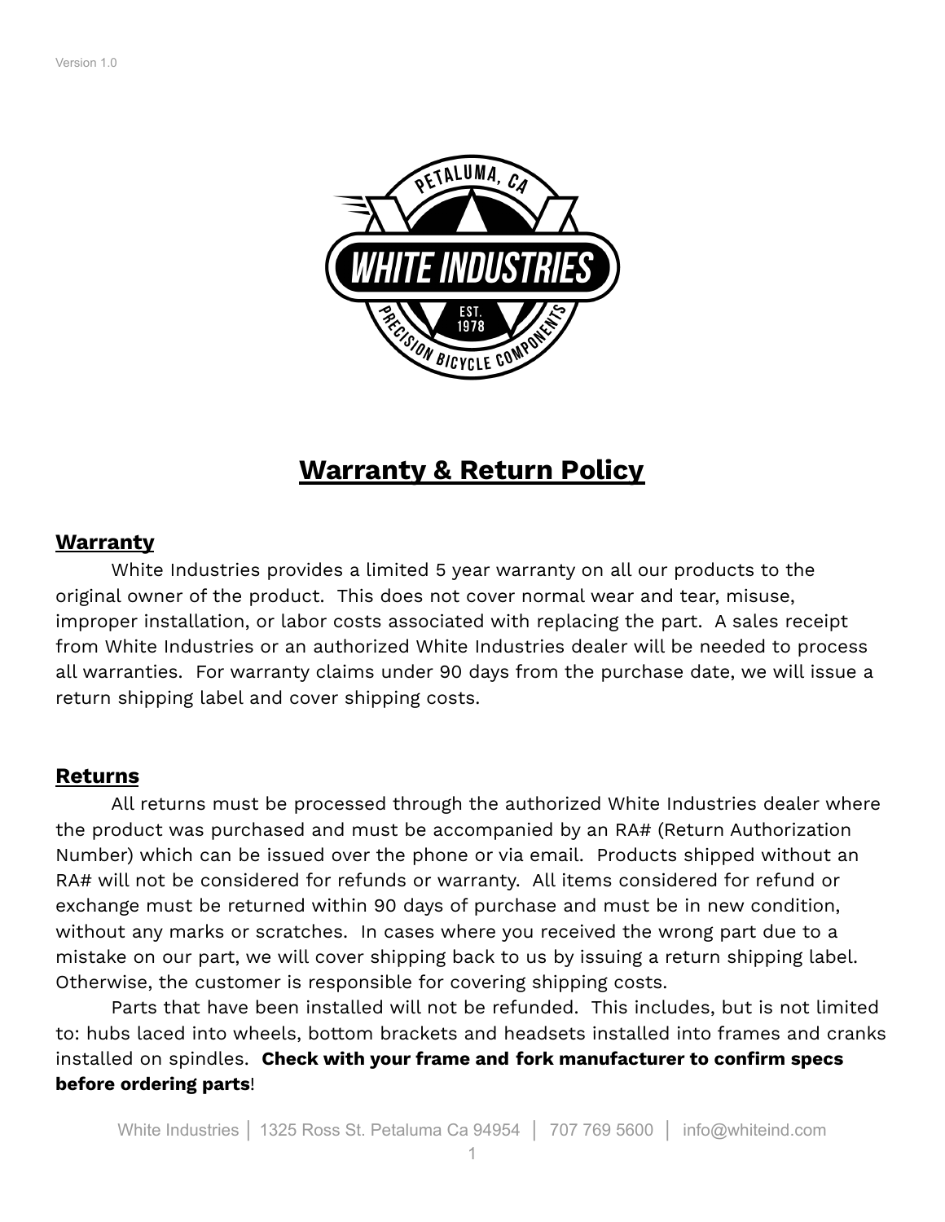Version 1.0

# Warranty & Return Policy

## Warranty

White Industries provides a limited 5 year warranty on all our products to the original owner of the product. This does not cover normal wear and tear, misuse, improper installation, or labor costs associated with replacing the part. A sales receipt from White Industries or an authorized White Industries dealer will be needed to process all warranties. For warranty claims under 90 days from the purchase date, we will issue a return shipping label and cover shipping costs.

## Returns

All returns must be processed through the authorized White Industries dealer where the product was purchased and must be accompanied by an RA# (Return Authorization Number) which can be issued over the phone or via email. Products shipped without an RA# will not be considered for refunds or warranty. All items considered for refund or exchange must be returned within 90 days of purchase and must be in new condition, without any marks or scratches. In cases where you received the wrong part due to a mistake on our part, we will cover shipping back to us by issuing a return shipping label. Otherwise, the customer is responsible for covering shipping costs.

Parts that have been installed will not be refunded. This includes, but is not limited to: hubs laced into wheels, bottom brackets and headsets installed into frames and cranks installed on spindles. **Check with your frame and fork manufacturer to confirm specs before ordering parts**!

White Industries │ 1325 Ross St. Petaluma Ca 94954 │ 707 769 5600 │ info@whiteind.com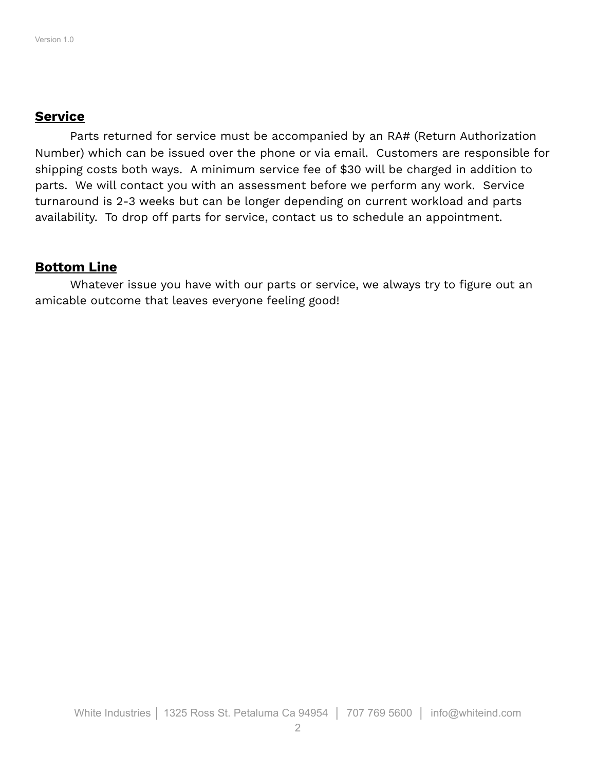## **Service**

Parts returned for service must be accompanied by an RA# (Return Authorization Number) which can be issued over the phone or via email. Customers are responsible for shipping costs both ways. A minimum service fee of $30 will be charged in addition to parts. We will contact you with an assessment before we perform any work. Service turnaround is 2-3 weeks but can be longer depending on current workload and parts availability. To drop off parts for service, contact us to schedule an appointment.

## **Bottom Line**

Whatever issue you have with our parts or service, we always try to figure out an amicable outcome that leaves everyone feeling good!